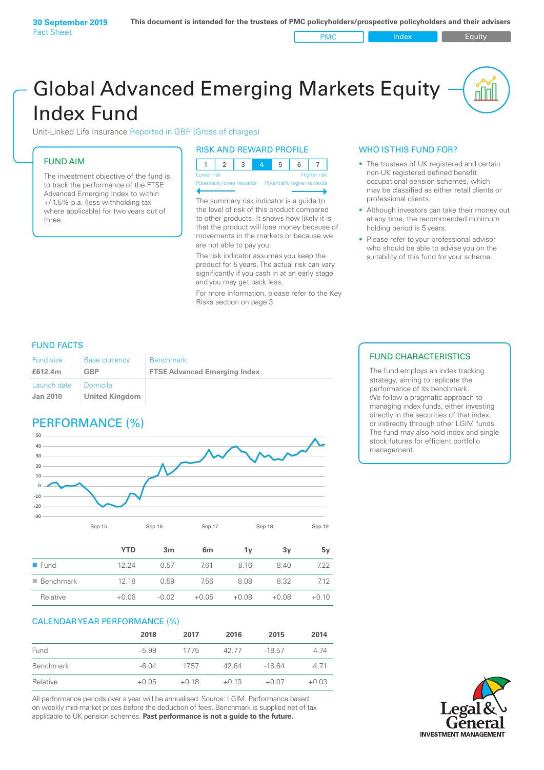**30 September 2019**
Fact Sheet

**This document is intended for the trustees of PMC policyholders/prospective policyholders and their advisers**

PMC | Index | Equity

# Global Advanced Emerging Markets Equity Index Fund

Unit-Linked Life Insurance Reported in GBP (Gross of charges)

## FUND AIM

The investment objective of the fund is to track the performance of the FTSE Advanced Emerging Index to within +/-1.5% p.a. (less withholding tax where applicable) for two years out of three.

## RISK AND REWARD PROFILE

| 1 | 2 | 3 | 4 | 5 | 6 | 7 |
|---|---|---|---|---|---|---|

Lower risk — Potentially lower rewards | Higher risk — Potentially higher rewards

The summary risk indicator is a guide to the level of risk of this product compared to other products. It shows how likely it is that the product will lose money because of movements in the markets or because we are not able to pay you.

The risk indicator assumes you keep the product for 5 years. The actual risk can vary significantly if you cash in at an early stage and you may get back less.

For more information, please refer to the Key Risks section on page 3.

## WHO IS THIS FUND FOR?

- The trustees of UK registered and certain non-UK registered defined benefit occupational pension schemes, which may be classified as either retail clients or professional clients.
- Although investors can take their money out at any time, the recommended minimum holding period is 5 years.
- Please refer to your professional advisor who should be able to advise you on the suitability of this fund for your scheme.

## FUND FACTS

| Fund size | Base currency | Benchmark |
|---|---|---|
| **£612.4m** | **GBP** | **FTSE Advanced Emerging Index** |
| Launch date | Domicile | |
| **Jan 2010** | **United Kingdom** | |

## FUND CHARACTERISTICS

The fund employs an index tracking strategy, aiming to replicate the performance of its benchmark.
We follow a pragmatic approach to managing index funds, either investing directly in the securities of that index, or indirectly through other LGIM funds. The fund may also hold index and single stock futures for efficient portfolio management.

## PERFORMANCE (%)

| | YTD | 3m | 6m | 1y | 3y | 5y |
|---|---|---|---|---|---|---|
| Fund | 12.24 | 0.57 | 7.61 | 8.16 | 8.40 | 7.22 |
| Benchmark | 12.18 | 0.59 | 7.56 | 8.08 | 8.32 | 7.12 |
| Relative | +0.06 | -0.02 | +0.05 | +0.08 | +0.08 | +0.10 |

## CALENDAR YEAR PERFORMANCE (%)

| | 2018 | 2017 | 2016 | 2015 | 2014 |
|---|---|---|---|---|---|
| Fund | -5.99 | 17.75 | 42.77 | -18.57 | 4.74 |
| Benchmark | -6.04 | 17.57 | 42.64 | -18.64 | 4.71 |
| Relative | +0.05 | +0.18 | +0.13 | +0.07 | +0.03 |

All performance periods over a year will be annualised. Source: LGIM. Performance based on weekly mid-market prices before the deduction of fees. Benchmark is supplied net of tax applicable to UK pension schemes. **Past performance is not a guide to the future.**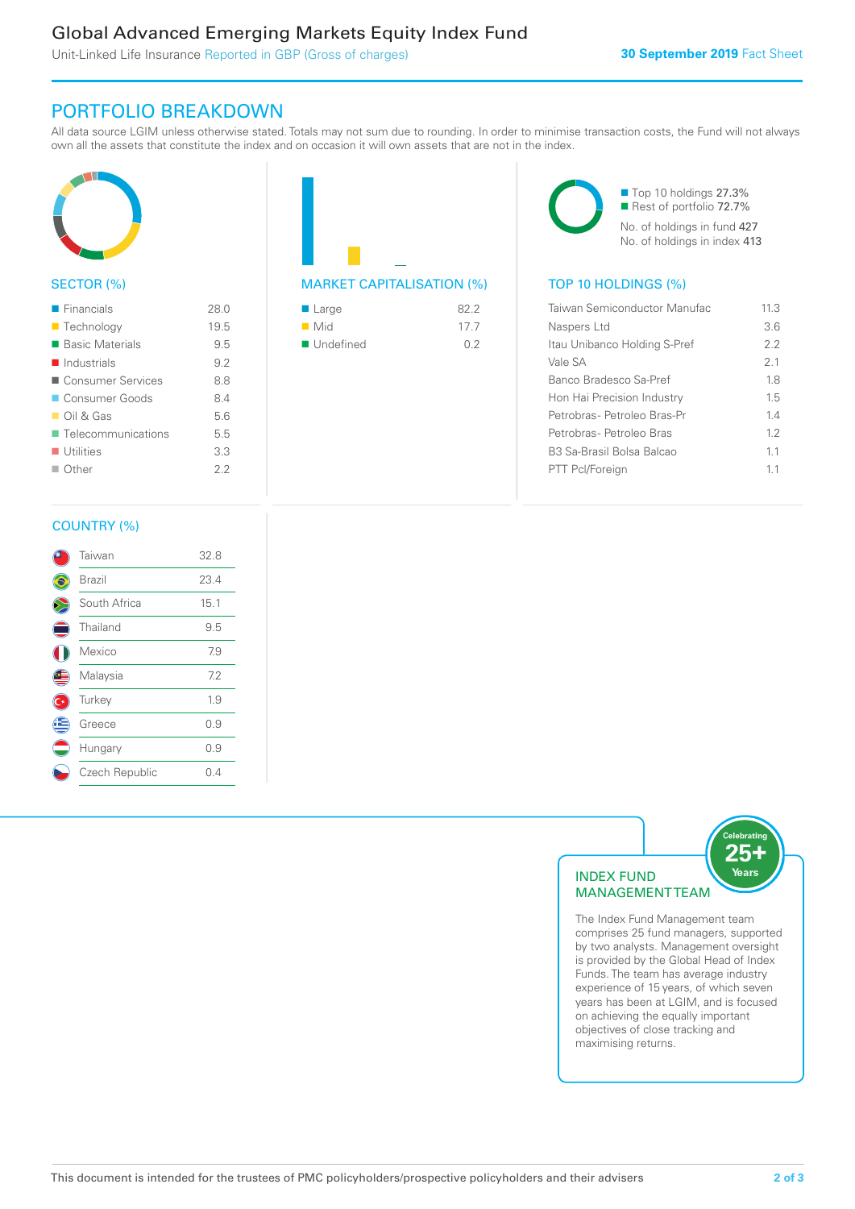## PORTFOLIO BREAKDOWN

All data source LGIM unless otherwise stated. Totals may not sum due to rounding. In order to minimise transaction costs, the Fund will not always own all the assets that constitute the index and on occasion it will own assets that are not in the index.

### SECTOR (%)

| Sector | % |
|---|---|
| Financials | 28.0 |
| Technology | 19.5 |
| Basic Materials | 9.5 |
| Industrials | 9.2 |
| Consumer Services | 8.8 |
| Consumer Goods | 8.4 |
| Oil & Gas | 5.6 |
| Telecommunications | 5.5 |
| Utilities | 3.3 |
| Other | 2.2 |

### MARKET CAPITALISATION (%)

| Market Cap | % |
|---|---|
| Large | 82.2 |
| Mid | 17.7 |
| Undefined | 0.2 |

Top 10 holdings 27.3%
Rest of portfolio 72.7%

No. of holdings in fund 427
No. of holdings in index 413

### TOP 10 HOLDINGS (%)

| Holding | % |
|---|---|
| Taiwan Semiconductor Manufac | 11.3 |
| Naspers Ltd | 3.6 |
| Itau Unibanco Holding S-Pref | 2.2 |
| Vale SA | 2.1 |
| Banco Bradesco Sa-Pref | 1.8 |
| Hon Hai Precision Industry | 1.5 |
| Petrobras- Petroleo Bras-Pr | 1.4 |
| Petrobras- Petroleo Bras | 1.2 |
| B3 Sa-Brasil Bolsa Balcao | 1.1 |
| PTT Pcl/Foreign | 1.1 |

### COUNTRY (%)

| Country | % |
|---|---|
| Taiwan | 32.8 |
| Brazil | 23.4 |
| South Africa | 15.1 |
| Thailand | 9.5 |
| Mexico | 7.9 |
| Malaysia | 7.2 |
| Turkey | 1.9 |
| Greece | 0.9 |
| Hungary | 0.9 |
| Czech Republic | 0.4 |

### INDEX FUND MANAGEMENT TEAM

Celebrating 25+ Years

The Index Fund Management team comprises 25 fund managers, supported by two analysts. Management oversight is provided by the Global Head of Index Funds. The team has average industry experience of 15 years, of which seven years has been at LGIM, and is focused on achieving the equally important objectives of close tracking and maximising returns.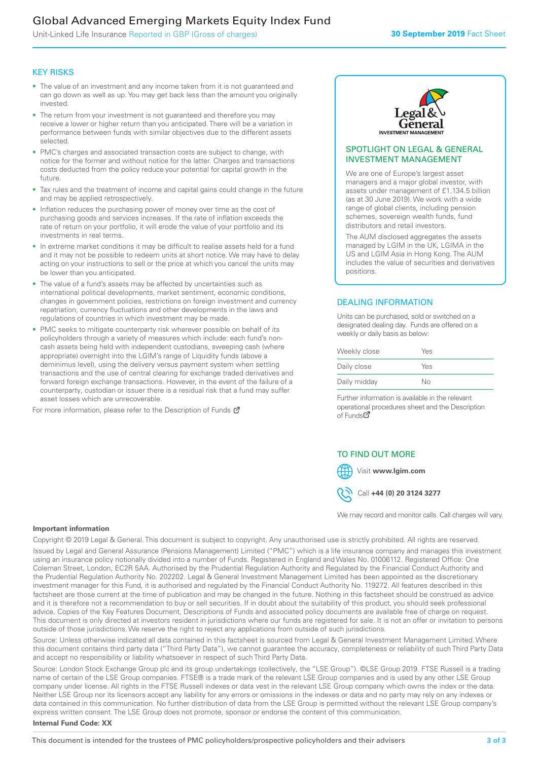# Global Advanced Emerging Markets Equity Index Fund

Unit-Linked Life Insurance Reported in GBP (Gross of charges)

**30 September 2019** Fact Sheet

## KEY RISKS

- The value of an investment and any income taken from it is not guaranteed and can go down as well as up. You may get back less than the amount you originally invested.
- The return from your investment is not guaranteed and therefore you may receive a lower or higher return than you anticipated. There will be a variation in performance between funds with similar objectives due to the different assets selected.
- PMC's charges and associated transaction costs are subject to change, with notice for the former and without notice for the latter. Charges and transactions costs deducted from the policy reduce your potential for capital growth in the future.
- Tax rules and the treatment of income and capital gains could change in the future and may be applied retrospectively.
- Inflation reduces the purchasing power of money over time as the cost of purchasing goods and services increases. If the rate of inflation exceeds the rate of return on your portfolio, it will erode the value of your portfolio and its investments in real terms.
- In extreme market conditions it may be difficult to realise assets held for a fund and it may not be possible to redeem units at short notice. We may have to delay acting on your instructions to sell or the price at which you cancel the units may be lower than you anticipated.
- The value of a fund's assets may be affected by uncertainties such as international political developments, market sentiment, economic conditions, changes in government policies, restrictions on foreign investment and currency repatriation, currency fluctuations and other developments in the laws and regulations of countries in which investment may be made.
- PMC seeks to mitigate counterparty risk wherever possible on behalf of its policyholders through a variety of measures which include: each fund's non-cash assets being held with independent custodians, sweeping cash (where appropriate) overnight into the LGIM's range of Liquidity funds (above a deminimus level), using the delivery versus payment system when settling transactions and the use of central clearing for exchange traded derivatives and forward foreign exchange transactions. However, in the event of the failure of a counterparty, custodian or issuer there is a residual risk that a fund may suffer asset losses which are unrecoverable.

For more information, please refer to the Description of Funds

## SPOTLIGHT ON LEGAL & GENERAL INVESTMENT MANAGEMENT

We are one of Europe's largest asset managers and a major global investor, with assets under management of £1,134.5 billion (as at 30 June 2019). We work with a wide range of global clients, including pension schemes, sovereign wealth funds, fund distributors and retail investors.

The AUM disclosed aggregates the assets managed by LGIM in the UK, LGIMA in the US and LGIM Asia in Hong Kong. The AUM includes the value of securities and derivatives positions.

## DEALING INFORMATION

Units can be purchased, sold or switched on a designated dealing day. Funds are offered on a weekly or daily basis as below:

| | |
|---|---|
| Weekly close | Yes |
| Daily close | Yes |
| Daily midday | No |

Further information is available in the relevant operational procedures sheet and the Description of Funds

## TO FIND OUT MORE

Visit **www.lgim.com**

Call **+44 (0) 20 3124 3277**

We may record and monitor calls. Call charges will vary.

**Important information**

Copyright © 2019 Legal & General. This document is subject to copyright. Any unauthorised use is strictly prohibited. All rights are reserved.

Issued by Legal and General Assurance (Pensions Management) Limited ("PMC") which is a life insurance company and manages this investment using an insurance policy notionally divided into a number of Funds. Registered in England and Wales No. 01006112. Registered Office: One Coleman Street, London, EC2R 5AA. Authorised by the Prudential Regulation Authority and Regulated by the Financial Conduct Authority and the Prudential Regulation Authority No. 202202. Legal & General Investment Management Limited has been appointed as the discretionary investment manager for this Fund, it is authorised and regulated by the Financial Conduct Authority No. 119272. All features described in this factsheet are those current at the time of publication and may be changed in the future. Nothing in this factsheet should be construed as advice and it is therefore not a recommendation to buy or sell securities. If in doubt about the suitability of this product, you should seek professional advice. Copies of the Key Features Document, Descriptions of Funds and associated policy documents are available free of charge on request. This document is only directed at investors resident in jurisdictions where our funds are registered for sale. It is not an offer or invitation to persons outside of those jurisdictions. We reserve the right to reject any applications from outside of such jurisdictions.

Source: Unless otherwise indicated all data contained in this factsheet is sourced from Legal & General Investment Management Limited. Where this document contains third party data ("Third Party Data"), we cannot guarantee the accuracy, completeness or reliability of such Third Party Data and accept no responsibility or liability whatsoever in respect of such Third Party Data.

Source: London Stock Exchange Group plc and its group undertakings (collectively, the "LSE Group"). ©LSE Group 2019. FTSE Russell is a trading name of certain of the LSE Group companies. FTSE® is a trade mark of the relevant LSE Group companies and is used by any other LSE Group company under license. All rights in the FTSE Russell indexes or data vest in the relevant LSE Group company which owns the index or the data. Neither LSE Group nor its licensors accept any liability for any errors or omissions in the indexes or data and no party may rely on any indexes or data contained in this communication. No further distribution of data from the LSE Group is permitted without the relevant LSE Group company's express written consent. The LSE Group does not promote, sponsor or endorse the content of this communication.

**Internal Fund Code: XX**

This document is intended for the trustees of PMC policyholders/prospective policyholders and their advisers